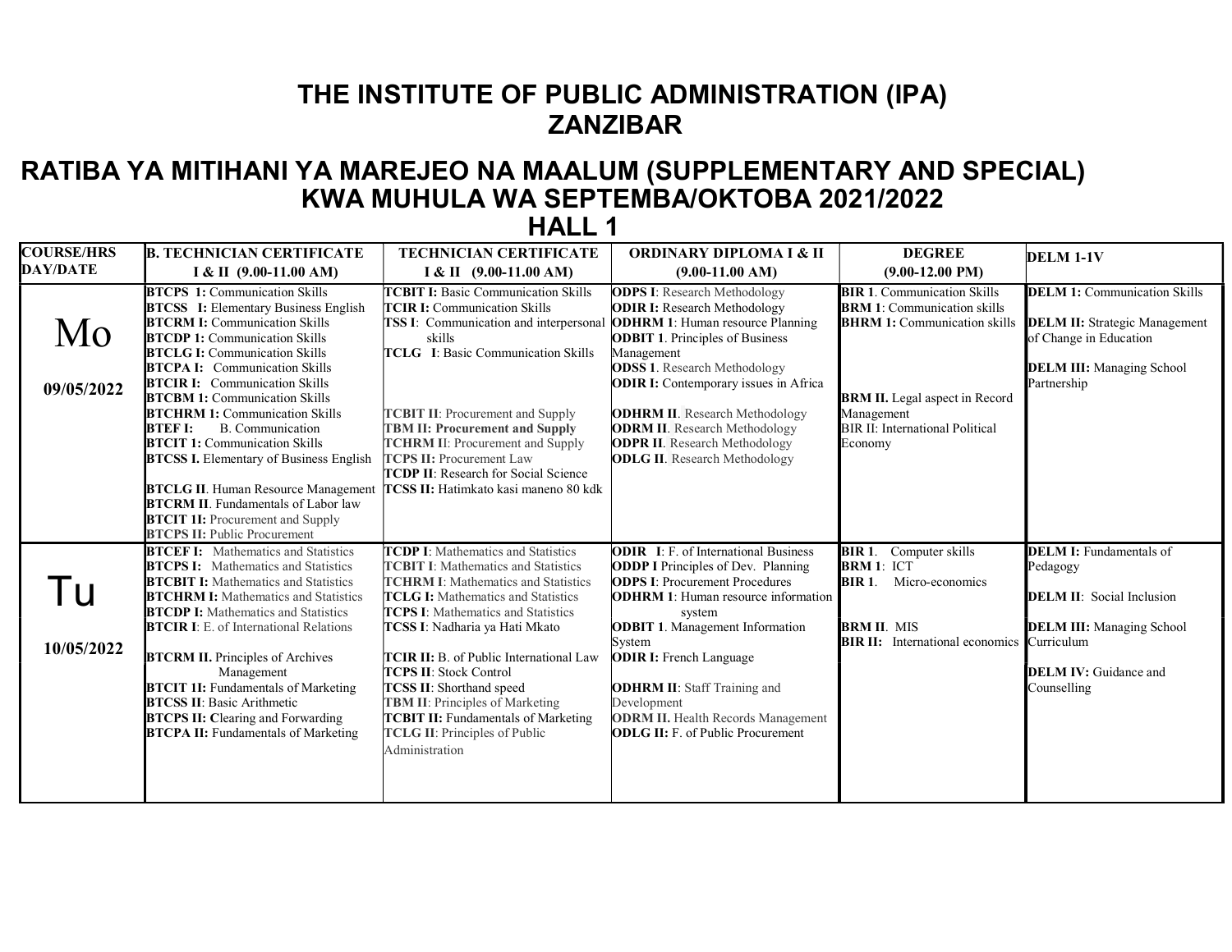# THE INSTITUTE OF PUBLIC ADMINISTRATION (IPA) ZANZIBAR

## RATIBA YA MITIHANI YA MAREJEO NA MAALUM (SUPPLEMENTARY AND SPECIAL) KWA MUHULA WA SEPTEMBA/OKTOBA 2021/2022

## HALL 1

| COURSE/HRS DAY/DATE | B. TECHNICIAN CERTIFICATE I & II (9.00-11.00 AM) | TECHNICIAN CERTIFICATE I & II (9.00-11.00 AM) | ORDINARY DIPLOMA I & II (9.00-11.00 AM) | DEGREE (9.00-12.00 PM) | DELM 1-1V |
|---|---|---|---|---|---|
| Mo 09/05/2022 | **BTCPS 1:** Communication Skills<br>**BTCSS I:** Elementary Business English<br>**BTCRM I:** Communication Skills<br>**BTCDP 1:** Communication Skills<br>**BTCLG I:** Communication Skills<br>**BTCPA I:** Communication Skills<br>**BTCIR I:** Communication Skills<br>**BTCBM 1:** Communication Skills<br>**BTCHRM 1:** Communication Skills<br>**BTEF I:** B. Communication<br>**BTCIT 1:** Communication Skills<br>**BTCSS I.** Elementary of Business English<br><br>**BTCLG II**. Human Resource Management<br>**BTCRM II**. Fundamentals of Labor law<br>**BTCIT 1I:** Procurement and Supply<br>**BTCPS II:** Public Procurement | **TCBIT I:** Basic Communication Skills<br>**TCIR I:** Communication Skills<br>**TSS I**: Communication and interpersonal skills<br>**TCLG I**: Basic Communication Skills<br><br>**TCBIT II**: Procurement and Supply<br>**TBM II: Procurement and Supply**<br>**TCHRM I**I: Procurement and Supply<br>**TCPS II:** Procurement Law<br>**TCDP II**: Research for Social Science<br>**TCSS II:** Hatimkato kasi maneno 80 kdk | **ODPS I**: Research Methodology<br>**ODIR I:** Research Methodology<br>**ODHRM 1**: Human resource Planning<br>**ODBIT 1**. Principles of Business Management<br>**ODSS I**. Research Methodology<br>**ODIR I:** Contemporary issues in Africa<br><br>**ODHRM II**. Research Methodology<br>**ODRM II**. Research Methodology<br>**ODPR II**. Research Methodology<br>**ODLG II**. Research Methodology | **BIR 1**. Communication Skills<br>**BRM 1**: Communication skills<br>**BHRM 1:** Communication skills<br><br>**BRM II.** Legal aspect in Record Management<br>BIR II: International Political Economy | **DELM 1:** Communication Skills<br><br>**DELM II:** Strategic Management of Change in Education<br><br>**DELM III:** Managing School Partnership |
| Tu 10/05/2022 | **BTCEF I:** Mathematics and Statistics<br>**BTCPS I:** Mathematics and Statistics<br>**BTCBIT I:** Mathematics and Statistics<br>**BTCHRM I:** Mathematics and Statistics<br>**BTCDP I:** Mathematics and Statistics<br>**BTCIR I**: E. of International Relations<br><br>**BTCRM II.** Principles of Archives Management<br>**BTCIT 1I:** Fundamentals of Marketing<br>**BTCSS II**: Basic Arithmetic<br>**BTCPS II: C**learing and Forwarding<br>**BTCPA II:** Fundamentals of Marketing | **TCDP I**: Mathematics and Statistics<br>**TCBIT I**: Mathematics and Statistics<br>**TCHRM I**: Mathematics and Statistics<br>**TCLG I:** Mathematics and Statistics<br>**TCPS I**: Mathematics and Statistics<br>**TCSS I**: Nadharia ya Hati Mkato<br><br>**TCIR II:** B. of Public International Law<br>**TCPS II**: Stock Control<br>**TCSS II**: Shorthand speed<br>**TBM II**: Principles of Marketing<br>**TCBIT II:** Fundamentals of Marketing<br>**TCLG II**: Principles of Public Administration | **ODIR I**: F. of International Business<br>**ODDP I** Principles of Dev. Planning<br>**ODPS I**: Procurement Procedures<br>**ODHRM 1**: Human resource information system<br>**ODBIT 1**. Management Information System<br>**ODIR I:** French Language<br><br>**ODHRM II**: Staff Training and Development<br>**ODRM II.** Health Records Management<br>**ODLG II:** F. of Public Procurement | **BIR 1**. Computer skills<br>**BRM 1**: ICT<br>**BIR 1**. Micro-economics<br><br>**BRM II**. MIS<br>**BIR II:** International economics | **DELM I:** Fundamentals of Pedagogy<br><br>**DELM II**: Social Inclusion<br><br>**DELM III:** Managing School Curriculum<br><br>**DELM IV:** Guidance and Counselling |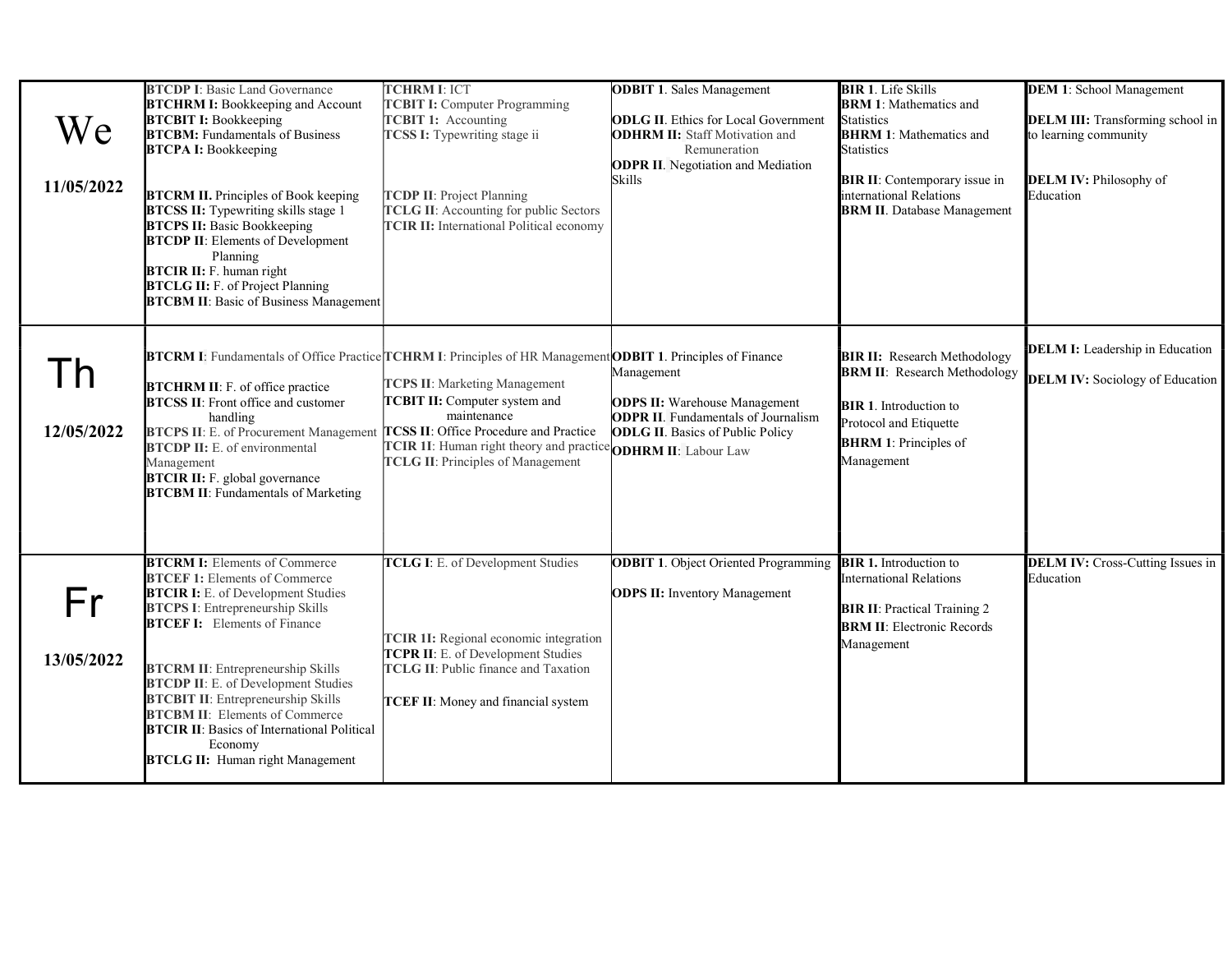| | | | | | |
|---|---|---|---|---|---|
| We<br><br>11/05/2022 | **BTCDP I**: Basic Land Governance<br>**BTCHRM I:** Bookkeeping and Account<br>**BTCBIT I:** Bookkeeping<br>**BTCBM:** Fundamentals of Business<br>**BTCPA I:** Bookkeeping<br><br>**BTCRM II.** Principles of Book keeping<br>**BTCSS II:** Typewriting skills stage 1<br>**BTCPS II:** Basic Bookkeeping<br>**BTCDP II**: Elements of Development Planning<br>**BTCIR II:** F. human right<br>**BTCLG II:** F. of Project Planning<br>**BTCBM II**: Basic of Business Management | **TCHRM I**: ICT<br>**TCBIT I:** Computer Programming<br>**TCBIT 1:** Accounting<br>**TCSS I:** Typewriting stage ii<br><br>**TCDP II**: Project Planning<br>**TCLG II**: Accounting for public Sectors<br>**TCIR II:** International Political economy | **ODBIT 1**. Sales Management<br><br>**ODLG II**. Ethics for Local Government<br>**ODHRM II:** Staff Motivation and Remuneration<br>**ODPR II**. Negotiation and Mediation Skills | **BIR 1**. Life Skills<br>**BRM 1**: Mathematics and Statistics<br>**BHRM 1**: Mathematics and Statistics<br><br>**BIR II**: Contemporary issue in international Relations<br>**BRM II**. Database Management | **DEM 1**: School Management<br><br>**DELM III:** Transforming school in to learning community<br><br>**DELM IV:** Philosophy of Education |
| Th<br><br>12/05/2022 | **BTCRM I**: Fundamentals of Office Practice<br><br>**BTCHRM II**: F. of office practice<br>**BTCSS II**: Front office and customer handling<br>**BTCPS II**: E. of Procurement Management<br>**BTCDP II:** E. of environmental Management<br>**BTCIR II:** F. global governance<br>**BTCBM II**: Fundamentals of Marketing | **TCHRM I**: Principles of HR Management<br><br>**TCPS II**: Marketing Management<br>**TCBIT II:** Computer system and maintenance<br>**TCSS II**: Office Procedure and Practice<br>**TCIR 1I**: Human right theory and practice<br>**TCLG II**: Principles of Management | **ODBIT 1**. Principles of Finance Management<br><br>**ODPS II:** Warehouse Management<br>**ODPR II**. Fundamentals of Journalism<br>**ODLG II**. Basics of Public Policy<br>**ODHRM II**: Labour Law | **BIR II:** Research Methodology<br>**BRM II**: Research Methodology<br><br>**BIR 1**. Introduction to Protocol and Etiquette<br>**BHRM 1**: Principles of Management | **DELM I:** Leadership in Education<br><br>**DELM IV:** Sociology of Education |
| Fr<br><br>13/05/2022 | **BTCRM I:** Elements of Commerce<br>**BTCEF 1:** Elements of Commerce<br>**BTCIR I:** E. of Development Studies<br>**BTCPS I**: Entrepreneurship Skills<br>**BTCEF I:** Elements of Finance<br><br>**BTCRM II**: Entrepreneurship Skills<br>**BTCDP II**: E. of Development Studies<br>**BTCBIT II**: Entrepreneurship Skills<br>**BTCBM II**: Elements of Commerce<br>**BTCIR II**: Basics of International Political Economy<br>**BTCLG II:** Human right Management | **TCLG I**: E. of Development Studies<br><br>**TCIR 1I:** Regional economic integration<br>**TCPR II**: E. of Development Studies<br>**TCLG II**: Public finance and Taxation<br><br>**TCEF II**: Money and financial system | **ODBIT 1**. Object Oriented Programming<br><br>**ODPS II:** Inventory Management | **BIR 1.** Introduction to International Relations<br><br>**BIR II**: Practical Training 2<br>**BRM II**: Electronic Records Management | **DELM IV:** Cross-Cutting Issues in Education |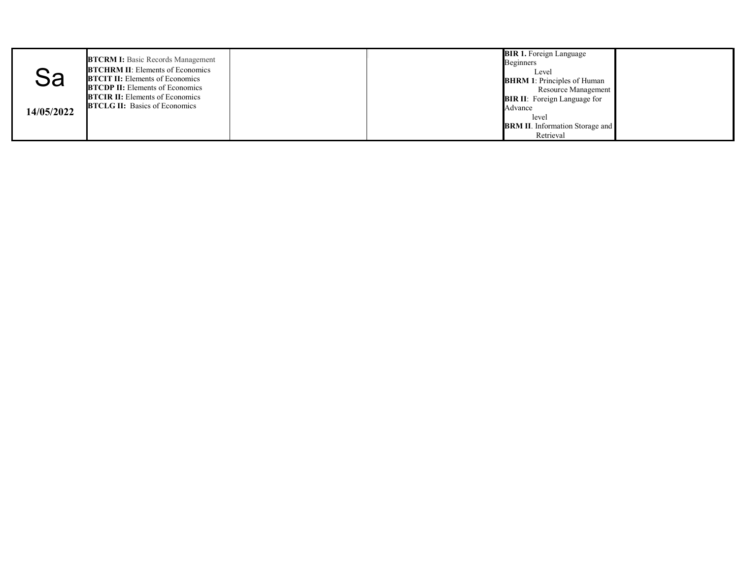| | | | | | |
|---|---|---|---|---|---|
| Sa<br><br>**14/05/2022** | **BTCRM I:** Basic Records Management<br>**BTCHRM II**: Elements of Economics<br>**BTCIT II:** Elements of Economics<br>**BTCDP II:** Elements of Economics<br>**BTCIR II:** Elements of Economics<br>**BTCLG II:** Basics of Economics | | | **BIR 1.** Foreign Language Beginners Level<br>**BHRM 1**: Principles of Human Resource Management<br>**BIR II**: Foreign Language for Advance level<br>**BRM II**. Information Storage and Retrieval | |